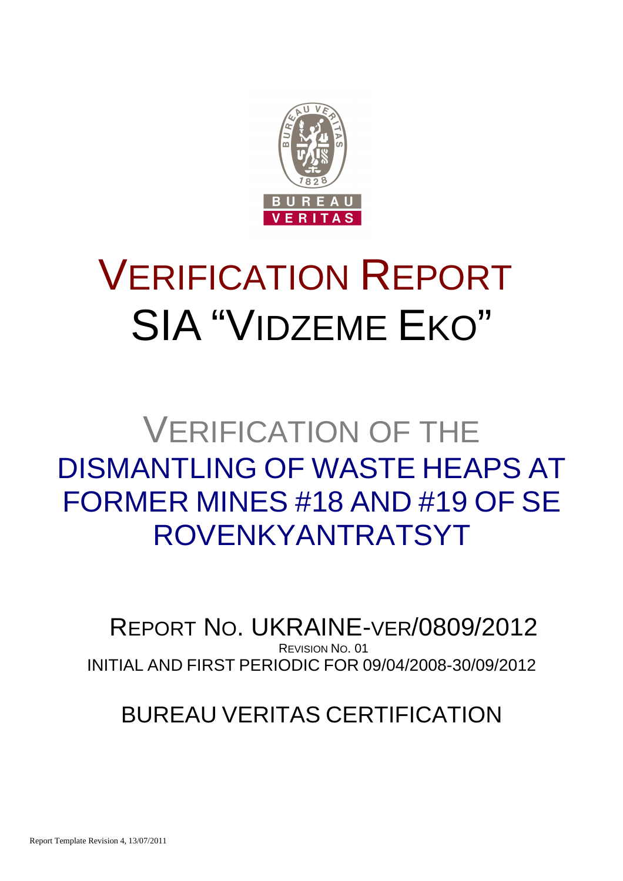# VERIFICATION REPORT

# SIA "VIDZEME EKO"

## VERIFICATION OF THE DISMANTLING OF WASTE HEAPS AT FORMER MINES #18 AND #19 OF SE ROVENKYANTRATSYT

REPORT NO. UKRAINE-VER/0809/2012

REVISION NO. 01

INITIAL AND FIRST PERIODIC FOR 09/04/2008-30/09/2012

BUREAU VERITAS CERTIFICATION

Report Template Revision 4, 13/07/2011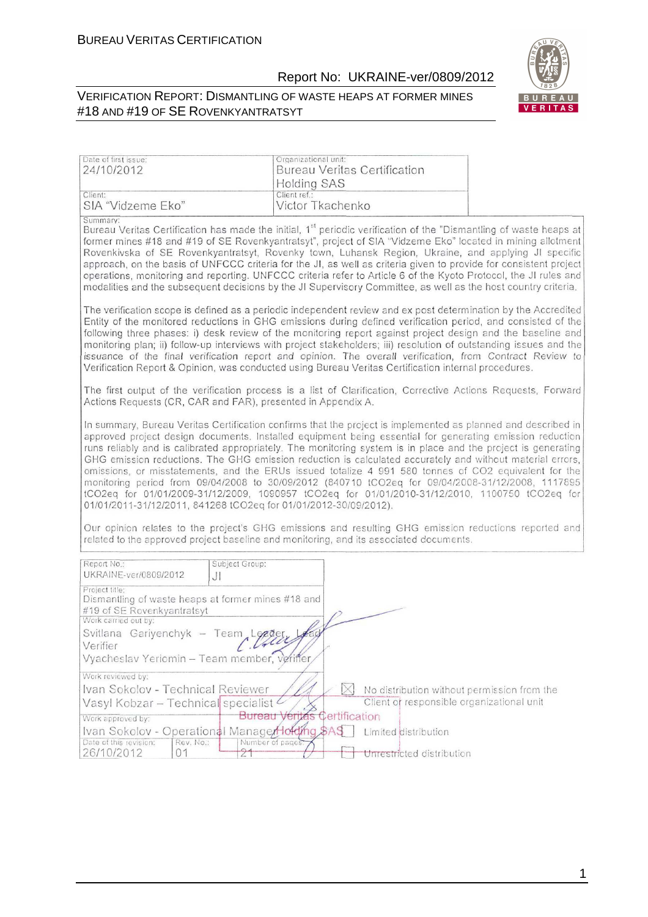| Date of first issue: | Organizational unit: |
|---|---|
| 24/10/2012 | Bureau Veritas Certification Holding SAS |
| Client: | Client ref.: |
| SIA "Vidzeme Eko" | Victor Tkachenko |

Summary:

Bureau Veritas Certification has made the initial, 1st periodic verification of the "Dismantling of waste heaps at former mines #18 and #19 of SE Rovenkyantratsyt", project of SIA "Vidzeme Eko" located in mining allotment Rovenkivska of SE Rovenkyantratsyt, Rovenky town, Luhansk Region, Ukraine, and applying JI specific approach, on the basis of UNFCCC criteria for the JI, as well as criteria given to provide for consistent project operations, monitoring and reporting. UNFCCC criteria refer to Article 6 of the Kyoto Protocol, the JI rules and modalities and the subsequent decisions by the JI Supervisory Committee, as well as the host country criteria.

The verification scope is defined as a periodic independent review and ex post determination by the Accredited Entity of the monitored reductions in GHG emissions during defined verification period, and consisted of the following three phases: i) desk review of the monitoring report against project design and the baseline and monitoring plan; ii) follow-up interviews with project stakeholders; iii) resolution of outstanding issues and the issuance of the final verification report and opinion. The overall verification, from Contract Review to Verification Report & Opinion, was conducted using Bureau Veritas Certification internal procedures.

The first output of the verification process is a list of Clarification, Corrective Actions Requests, Forward Actions Requests (CR, CAR and FAR), presented in Appendix A.

In summary, Bureau Veritas Certification confirms that the project is implemented as planned and described in approved project design documents. Installed equipment being essential for generating emission reduction runs reliably and is calibrated appropriately. The monitoring system is in place and the project is generating GHG emission reductions. The GHG emission reduction is calculated accurately and without material errors, omissions, or misstatements, and the ERUs issued totalize 4 991 580 tonnes of CO2 equivalent for the monitoring period from 09/04/2008 to 30/09/2012 (840710 tCO2eq for 09/04/2008-31/12/2008, 1117895 tCO2eq for 01/01/2009-31/12/2009, 1090957 tCO2eq for 01/01/2010-31/12/2010, 1100750 tCO2eq for 01/01/2011-31/12/2011, 841268 tCO2eq for 01/01/2012-30/09/2012).

Our opinion relates to the project's GHG emissions and resulting GHG emission reductions reported and related to the approved project baseline and monitoring, and its associated documents.

| Report No.: | Subject Group: |
|---|---|
| UKRAINE-ver/0809/2012 | JI |

Project title:
Dismantling of waste heaps at former mines #18 and #19 of SE Rovenkyantratsyt

Work carried out by:
Svitlana Gariyenchyk – Team Leader, Lead Verifier
Vyacheslav Yeriomin – Team member, verifier

Work reviewed by:
Ivan Sokolov - Technical Reviewer
Vasyl Kobzar – Technical specialist

Work approved by:
Ivan Sokolov - Operational Manager

Bureau Veritas Certification Holding SAS

| Date of this revision: | Rev. No.: | Number of pages: |
|---|---|---|
| 26/10/2012 | 01 | 21 |

☒ No distribution without permission from the Client or responsible organizational unit

☐ Limited distribution

☐ Unrestricted distribution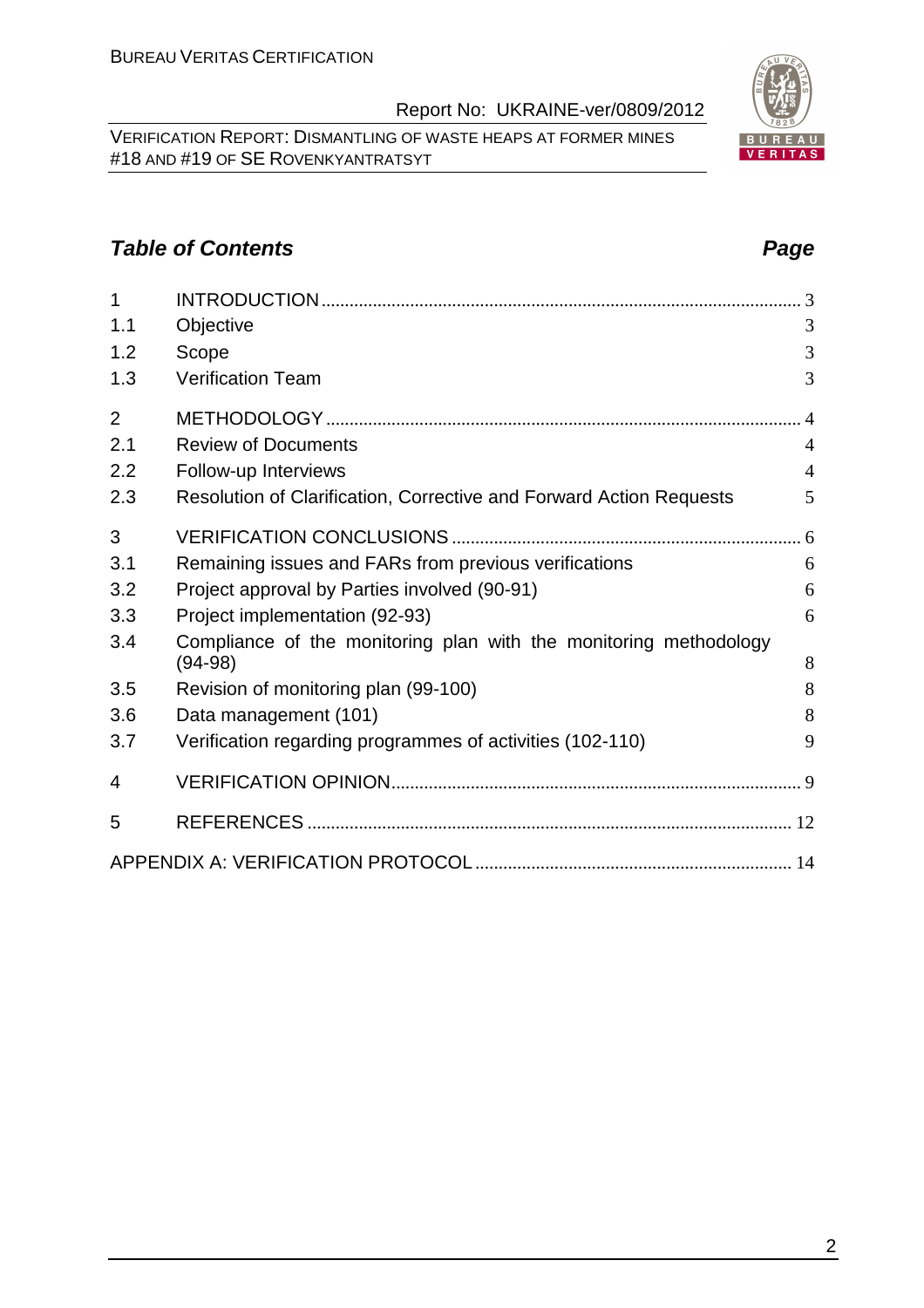## *Table of Contents* *Page*

| | | |
|---|---|---|
| 1 | INTRODUCTION | 3 |
| 1.1 | Objective | 3 |
| 1.2 | Scope | 3 |
| 1.3 | Verification Team | 3 |
| 2 | METHODOLOGY | 4 |
| 2.1 | Review of Documents | 4 |
| 2.2 | Follow-up Interviews | 4 |
| 2.3 | Resolution of Clarification, Corrective and Forward Action Requests | 5 |
| 3 | VERIFICATION CONCLUSIONS | 6 |
| 3.1 | Remaining issues and FARs from previous verifications | 6 |
| 3.2 | Project approval by Parties involved (90-91) | 6 |
| 3.3 | Project implementation (92-93) | 6 |
| 3.4 | Compliance of the monitoring plan with the monitoring methodology (94-98) | 8 |
| 3.5 | Revision of monitoring plan (99-100) | 8 |
| 3.6 | Data management (101) | 8 |
| 3.7 | Verification regarding programmes of activities (102-110) | 9 |
| 4 | VERIFICATION OPINION | 9 |
| 5 | REFERENCES | 12 |
| | APPENDIX A: VERIFICATION PROTOCOL | 14 |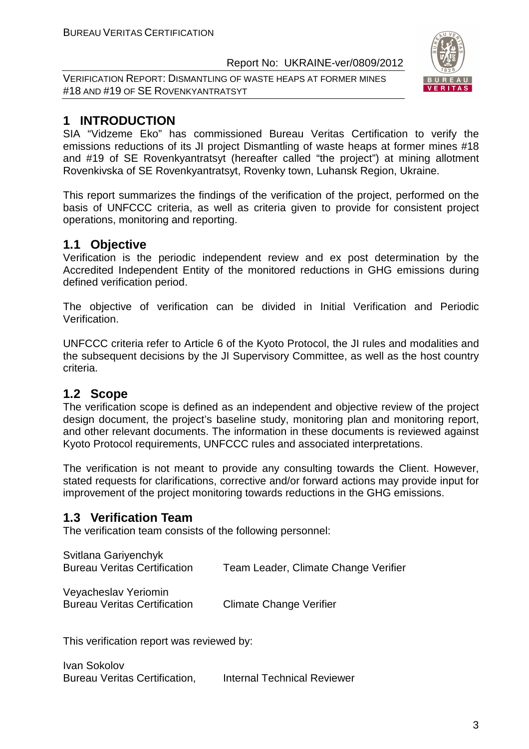# 1 INTRODUCTION

SIA "Vidzeme Eko" has commissioned Bureau Veritas Certification to verify the emissions reductions of its JI project Dismantling of waste heaps at former mines #18 and #19 of SE Rovenkyantratsyt (hereafter called "the project") at mining allotment Rovenkivska of SE Rovenkyantratsyt, Rovenky town, Luhansk Region, Ukraine.

This report summarizes the findings of the verification of the project, performed on the basis of UNFCCC criteria, as well as criteria given to provide for consistent project operations, monitoring and reporting.

## 1.1 Objective

Verification is the periodic independent review and ex post determination by the Accredited Independent Entity of the monitored reductions in GHG emissions during defined verification period.

The objective of verification can be divided in Initial Verification and Periodic Verification.

UNFCCC criteria refer to Article 6 of the Kyoto Protocol, the JI rules and modalities and the subsequent decisions by the JI Supervisory Committee, as well as the host country criteria.

## 1.2 Scope

The verification scope is defined as an independent and objective review of the project design document, the project's baseline study, monitoring plan and monitoring report, and other relevant documents. The information in these documents is reviewed against Kyoto Protocol requirements, UNFCCC rules and associated interpretations.

The verification is not meant to provide any consulting towards the Client. However, stated requests for clarifications, corrective and/or forward actions may provide input for improvement of the project monitoring towards reductions in the GHG emissions.

## 1.3 Verification Team

The verification team consists of the following personnel:

Svitlana Gariyenchyk
Bureau Veritas Certification — Team Leader, Climate Change Verifier

Veyacheslav Yeriomin
Bureau Veritas Certification — Climate Change Verifier

This verification report was reviewed by:

Ivan Sokolov
Bureau Veritas Certification, — Internal Technical Reviewer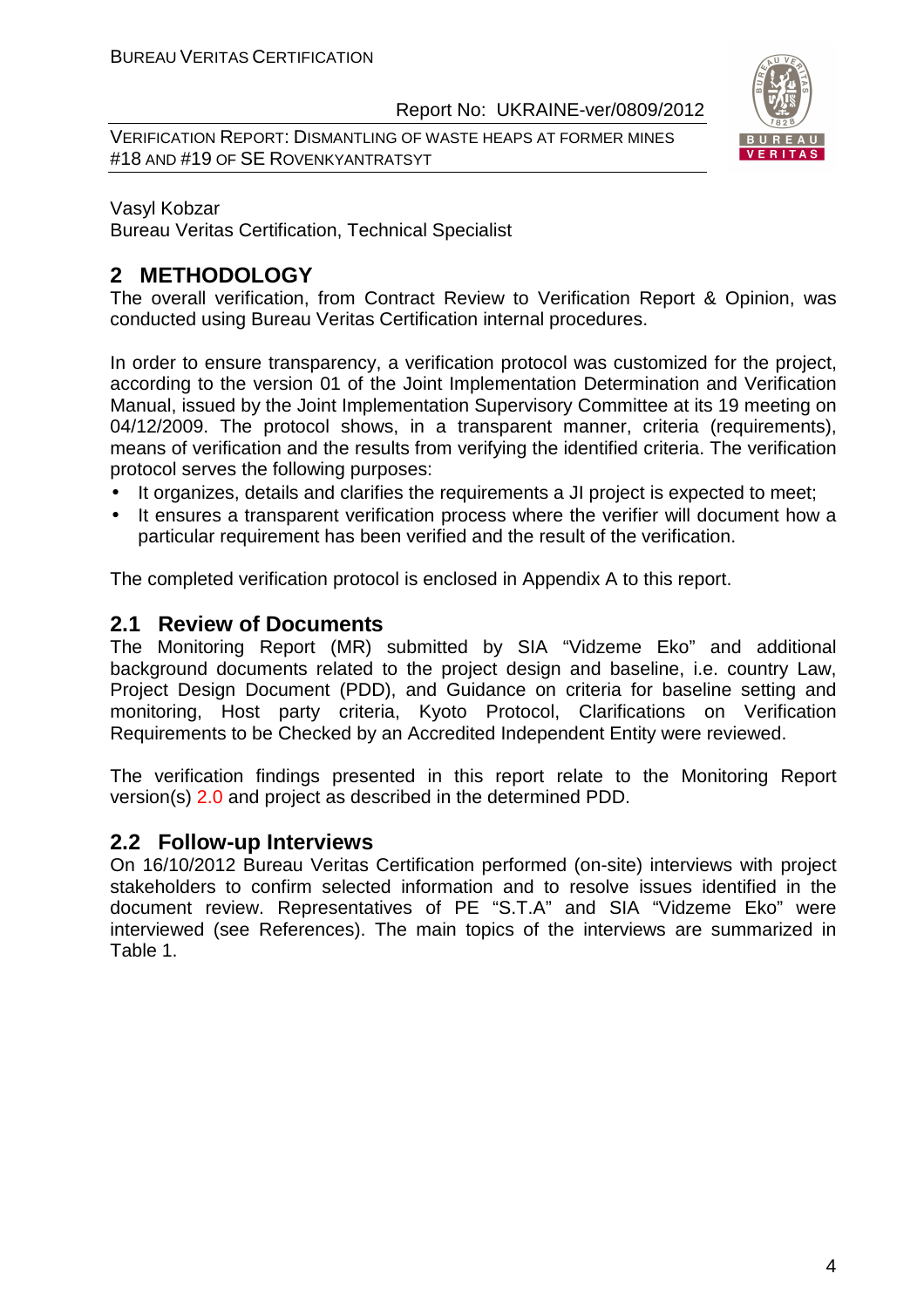Vasyl Kobzar
Bureau Veritas Certification, Technical Specialist

## 2 METHODOLOGY

The overall verification, from Contract Review to Verification Report & Opinion, was conducted using Bureau Veritas Certification internal procedures.

In order to ensure transparency, a verification protocol was customized for the project, according to the version 01 of the Joint Implementation Determination and Verification Manual, issued by the Joint Implementation Supervisory Committee at its 19 meeting on 04/12/2009. The protocol shows, in a transparent manner, criteria (requirements), means of verification and the results from verifying the identified criteria. The verification protocol serves the following purposes:

- It organizes, details and clarifies the requirements a JI project is expected to meet;
- It ensures a transparent verification process where the verifier will document how a particular requirement has been verified and the result of the verification.

The completed verification protocol is enclosed in Appendix A to this report.

### 2.1 Review of Documents

The Monitoring Report (MR) submitted by SIA "Vidzeme Eko" and additional background documents related to the project design and baseline, i.e. country Law, Project Design Document (PDD), and Guidance on criteria for baseline setting and monitoring, Host party criteria, Kyoto Protocol, Clarifications on Verification Requirements to be Checked by an Accredited Independent Entity were reviewed.

The verification findings presented in this report relate to the Monitoring Report version(s) 2.0 and project as described in the determined PDD.

### 2.2 Follow-up Interviews

On 16/10/2012 Bureau Veritas Certification performed (on-site) interviews with project stakeholders to confirm selected information and to resolve issues identified in the document review. Representatives of PE "S.T.A" and SIA "Vidzeme Eko" were interviewed (see References). The main topics of the interviews are summarized in Table 1.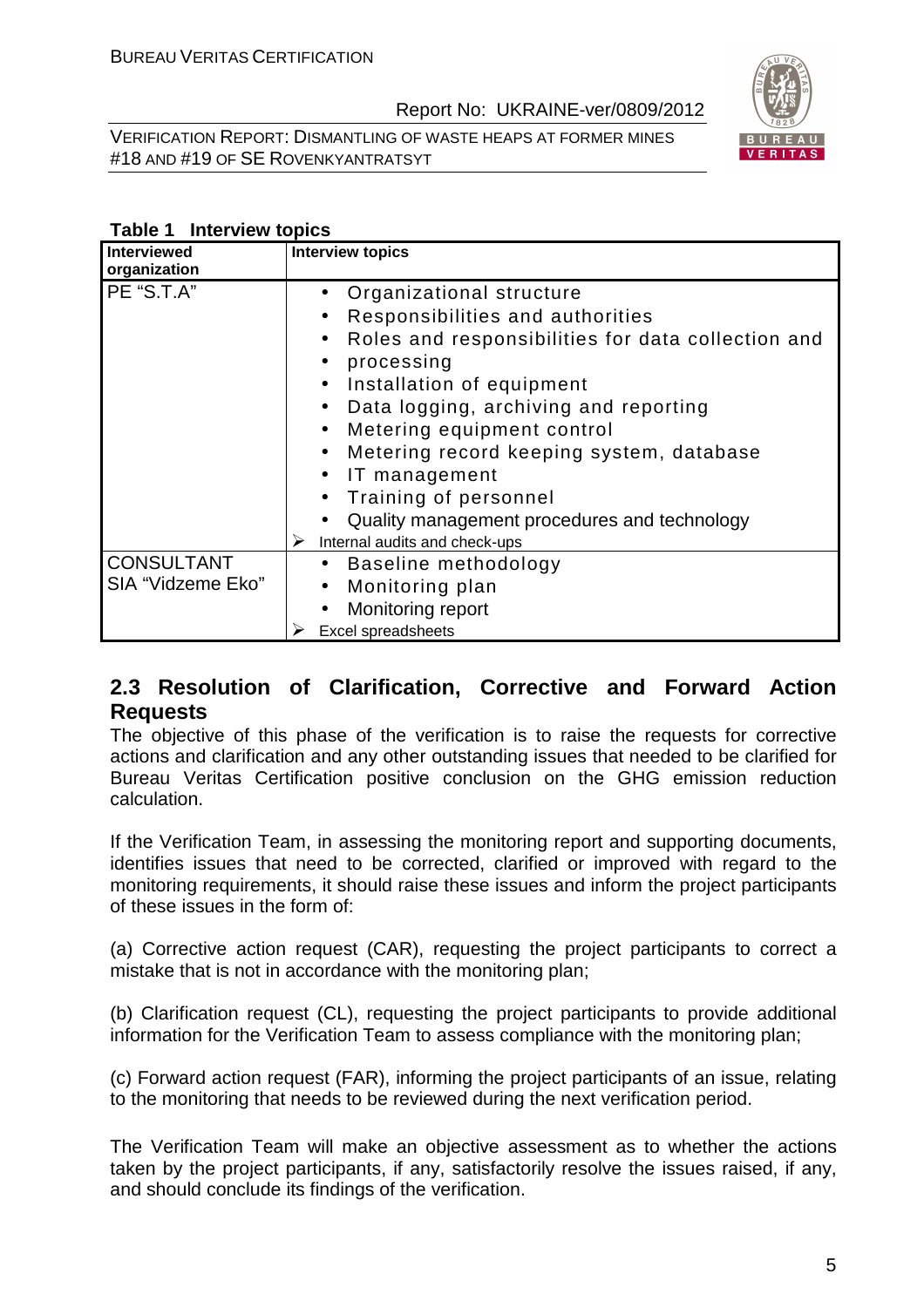**Table 1 Interview topics**

| Interviewed organization | Interview topics |
|---|---|
| PE "S.T.A" | • Organizational structure<br>• Responsibilities and authorities<br>• Roles and responsibilities for data collection and<br>• processing<br>• Installation of equipment<br>• Data logging, archiving and reporting<br>• Metering equipment control<br>• Metering record keeping system, database<br>• IT management<br>• Training of personnel<br>• Quality management procedures and technology<br>➢ Internal audits and check-ups |
| CONSULTANT SIA "Vidzeme Eko" | • Baseline methodology<br>• Monitoring plan<br>• Monitoring report<br>➢ Excel spreadsheets |

## 2.3 Resolution of Clarification, Corrective and Forward Action Requests

The objective of this phase of the verification is to raise the requests for corrective actions and clarification and any other outstanding issues that needed to be clarified for Bureau Veritas Certification positive conclusion on the GHG emission reduction calculation.

If the Verification Team, in assessing the monitoring report and supporting documents, identifies issues that need to be corrected, clarified or improved with regard to the monitoring requirements, it should raise these issues and inform the project participants of these issues in the form of:

(a) Corrective action request (CAR), requesting the project participants to correct a mistake that is not in accordance with the monitoring plan;

(b) Clarification request (CL), requesting the project participants to provide additional information for the Verification Team to assess compliance with the monitoring plan;

(c) Forward action request (FAR), informing the project participants of an issue, relating to the monitoring that needs to be reviewed during the next verification period.

The Verification Team will make an objective assessment as to whether the actions taken by the project participants, if any, satisfactorily resolve the issues raised, if any, and should conclude its findings of the verification.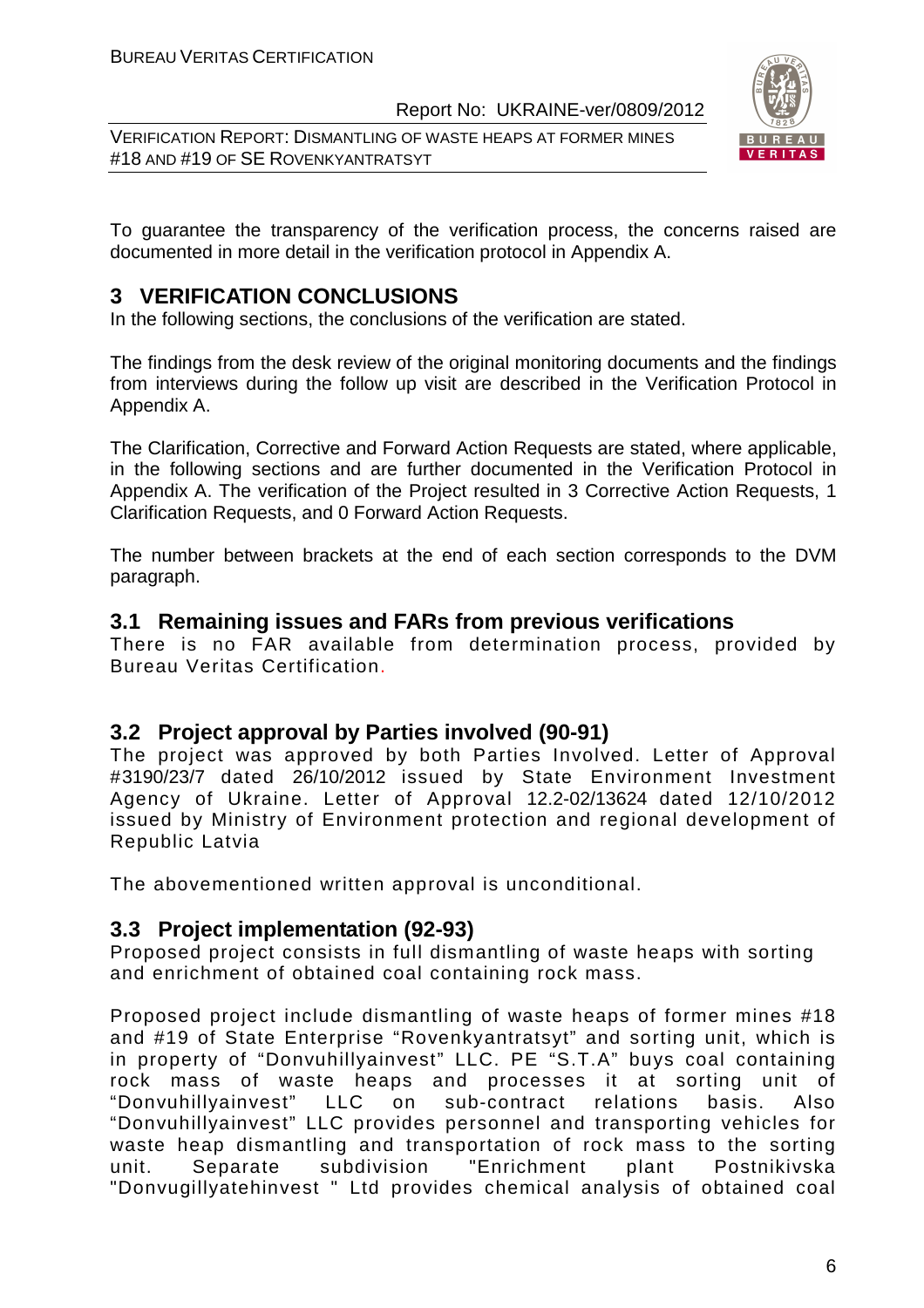To guarantee the transparency of the verification process, the concerns raised are documented in more detail in the verification protocol in Appendix A.

# 3 VERIFICATION CONCLUSIONS

In the following sections, the conclusions of the verification are stated.

The findings from the desk review of the original monitoring documents and the findings from interviews during the follow up visit are described in the Verification Protocol in Appendix A.

The Clarification, Corrective and Forward Action Requests are stated, where applicable, in the following sections and are further documented in the Verification Protocol in Appendix A. The verification of the Project resulted in 3 Corrective Action Requests, 1 Clarification Requests, and 0 Forward Action Requests.

The number between brackets at the end of each section corresponds to the DVM paragraph.

## 3.1 Remaining issues and FARs from previous verifications

There is no FAR available from determination process, provided by Bureau Veritas Certification.

## 3.2 Project approval by Parties involved (90-91)

The project was approved by both Parties Involved. Letter of Approval #3190/23/7 dated 26/10/2012 issued by State Environment Investment Agency of Ukraine. Letter of Approval 12.2-02/13624 dated 12/10/2012 issued by Ministry of Environment protection and regional development of Republic Latvia

The abovementioned written approval is unconditional.

## 3.3 Project implementation (92-93)

Proposed project consists in full dismantling of waste heaps with sorting and enrichment of obtained coal containing rock mass.

Proposed project include dismantling of waste heaps of former mines #18 and #19 of State Enterprise "Rovenkyantratsyt" and sorting unit, which is in property of "Donvuhillyainvest" LLC. PE "S.T.A" buys coal containing rock mass of waste heaps and processes it at sorting unit of "Donvuhillyainvest" LLC on sub-contract relations basis. Also "Donvuhillyainvest" LLC provides personnel and transporting vehicles for waste heap dismantling and transportation of rock mass to the sorting unit. Separate subdivision "Enrichment plant Postnikivska "Donvugillyatehinvest " Ltd provides chemical analysis of obtained coal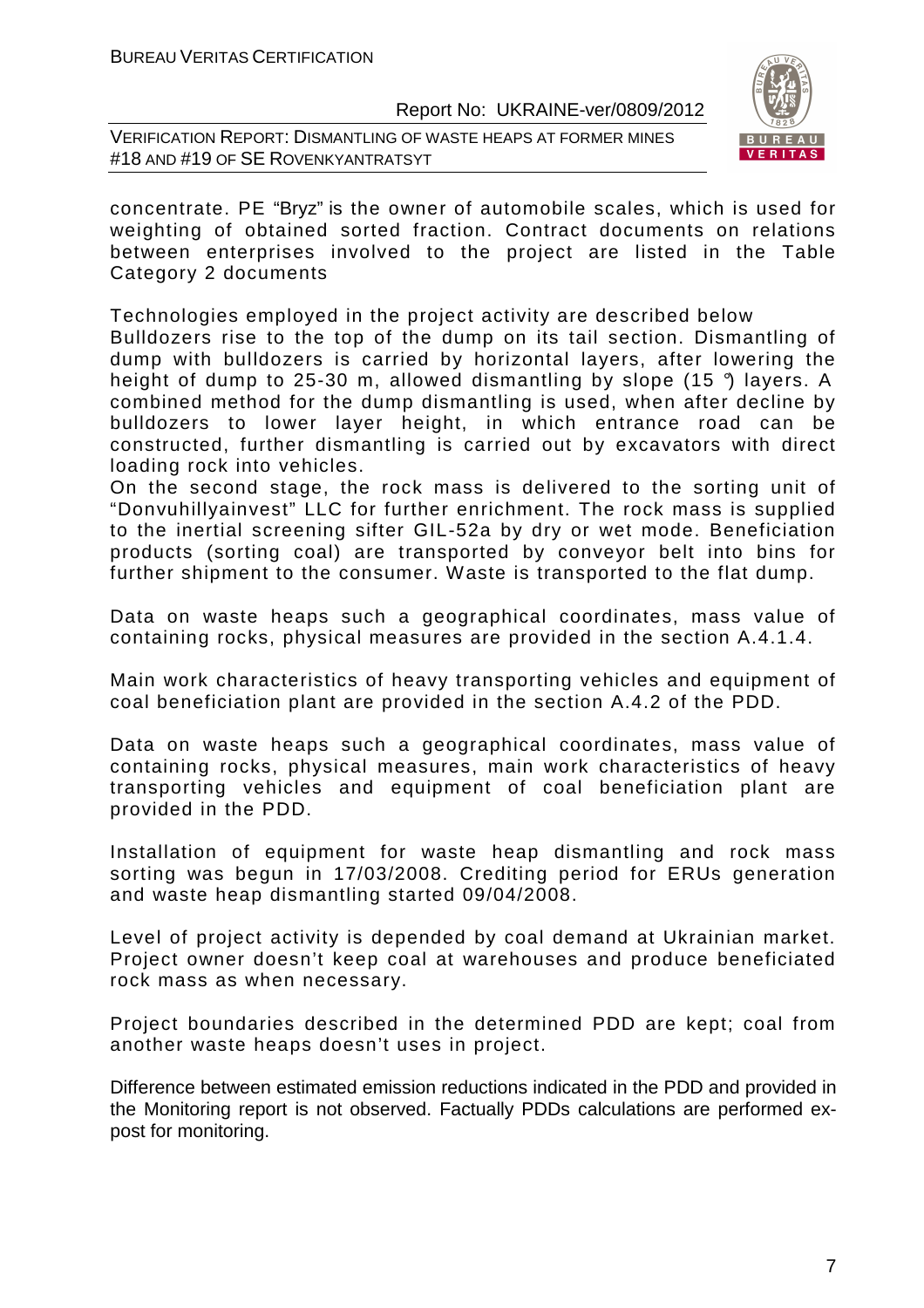concentrate. PE "Bryz" is the owner of automobile scales, which is used for weighting of obtained sorted fraction. Contract documents on relations between enterprises involved to the project are listed in the Table Category 2 documents

Technologies employed in the project activity are described below

Bulldozers rise to the top of the dump on its tail section. Dismantling of dump with bulldozers is carried by horizontal layers, after lowering the height of dump to 25-30 m, allowed dismantling by slope (15 °) layers. A combined method for the dump dismantling is used, when after decline by bulldozers to lower layer height, in which entrance road can be constructed, further dismantling is carried out by excavators with direct loading rock into vehicles.

On the second stage, the rock mass is delivered to the sorting unit of "Donvuhillyainvest" LLC for further enrichment. The rock mass is supplied to the inertial screening sifter GIL-52a by dry or wet mode. Beneficiation products (sorting coal) are transported by conveyor belt into bins for further shipment to the consumer. Waste is transported to the flat dump.

Data on waste heaps such a geographical coordinates, mass value of containing rocks, physical measures are provided in the section A.4.1.4.

Main work characteristics of heavy transporting vehicles and equipment of coal beneficiation plant are provided in the section A.4.2 of the PDD.

Data on waste heaps such a geographical coordinates, mass value of containing rocks, physical measures, main work characteristics of heavy transporting vehicles and equipment of coal beneficiation plant are provided in the PDD.

Installation of equipment for waste heap dismantling and rock mass sorting was begun in 17/03/2008. Crediting period for ERUs generation and waste heap dismantling started 09/04/2008.

Level of project activity is depended by coal demand at Ukrainian market. Project owner doesn't keep coal at warehouses and produce beneficiated rock mass as when necessary.

Project boundaries described in the determined PDD are kept; coal from another waste heaps doesn't uses in project.

Difference between estimated emission reductions indicated in the PDD and provided in the Monitoring report is not observed. Factually PDDs calculations are performed ex-post for monitoring.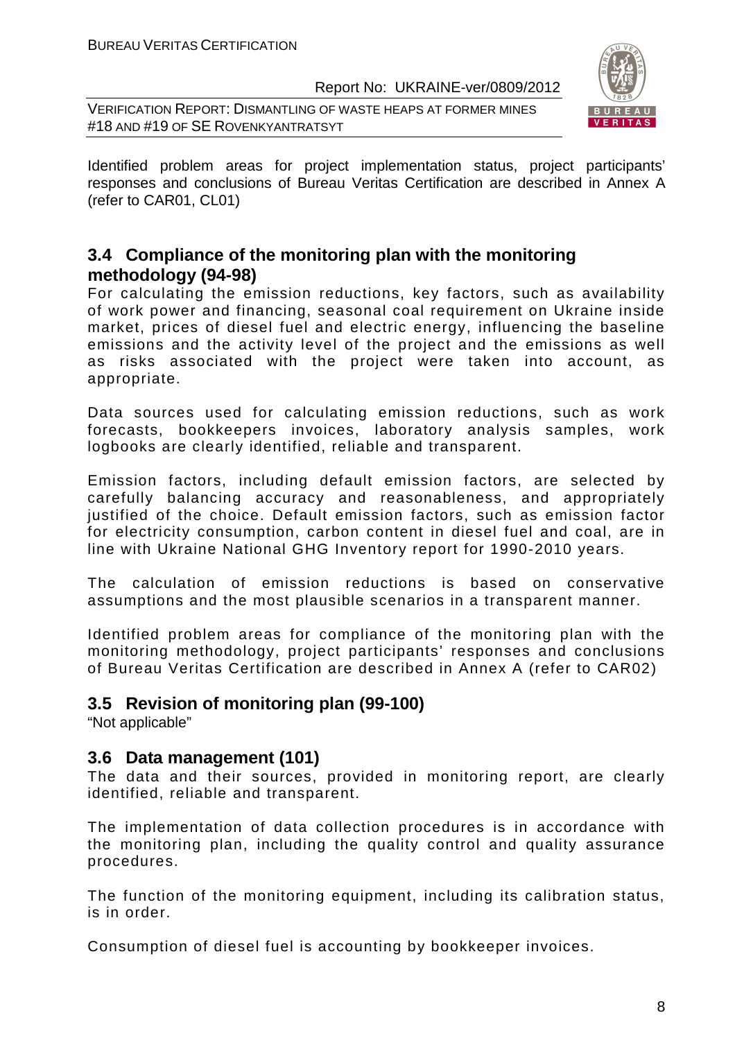Identified problem areas for project implementation status, project participants' responses and conclusions of Bureau Veritas Certification are described in Annex A (refer to CAR01, CL01)

## 3.4 Compliance of the monitoring plan with the monitoring methodology (94-98)

For calculating the emission reductions, key factors, such as availability of work power and financing, seasonal coal requirement on Ukraine inside market, prices of diesel fuel and electric energy, influencing the baseline emissions and the activity level of the project and the emissions as well as risks associated with the project were taken into account, as appropriate.

Data sources used for calculating emission reductions, such as work forecasts, bookkeepers invoices, laboratory analysis samples, work logbooks are clearly identified, reliable and transparent.

Emission factors, including default emission factors, are selected by carefully balancing accuracy and reasonableness, and appropriately justified of the choice. Default emission factors, such as emission factor for electricity consumption, carbon content in diesel fuel and coal, are in line with Ukraine National GHG Inventory report for 1990-2010 years.

The calculation of emission reductions is based on conservative assumptions and the most plausible scenarios in a transparent manner.

Identified problem areas for compliance of the monitoring plan with the monitoring methodology, project participants' responses and conclusions of Bureau Veritas Certification are described in Annex A (refer to CAR02)

## 3.5 Revision of monitoring plan (99-100)

"Not applicable"

## 3.6 Data management (101)

The data and their sources, provided in monitoring report, are clearly identified, reliable and transparent.

The implementation of data collection procedures is in accordance with the monitoring plan, including the quality control and quality assurance procedures.

The function of the monitoring equipment, including its calibration status, is in order.

Consumption of diesel fuel is accounting by bookkeeper invoices.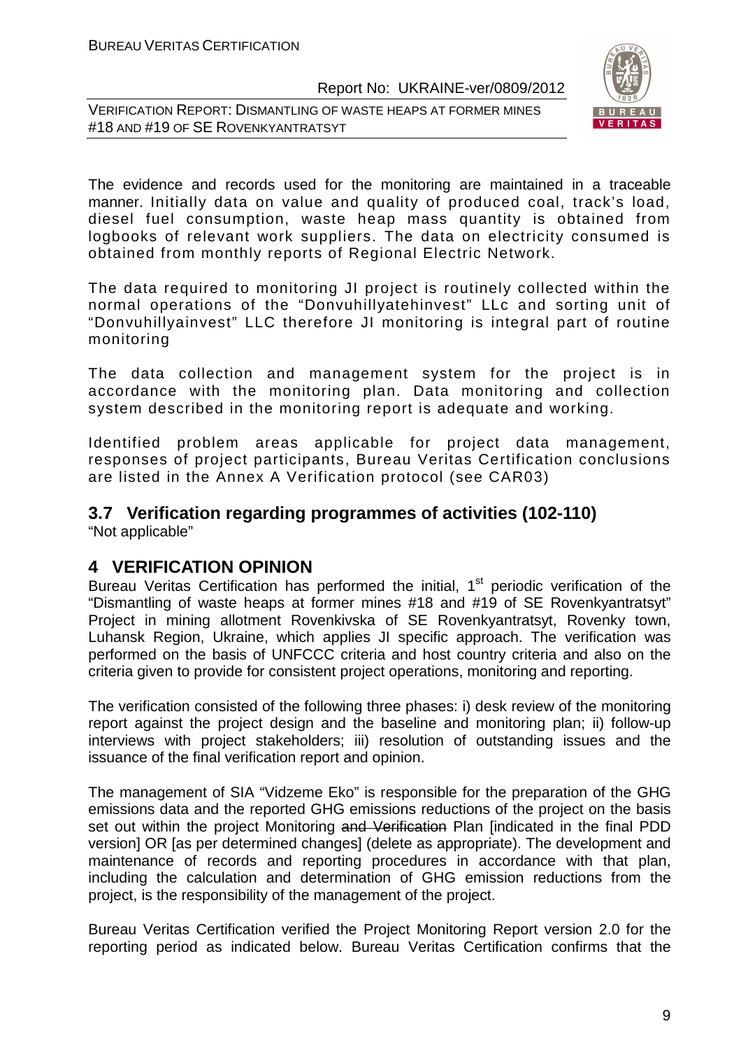The evidence and records used for the monitoring are maintained in a traceable manner. Initially data on value and quality of produced coal, track's load, diesel fuel consumption, waste heap mass quantity is obtained from logbooks of relevant work suppliers. The data on electricity consumed is obtained from monthly reports of Regional Electric Network.

The data required to monitoring JI project is routinely collected within the normal operations of the "Donvuhillyatehinvest" LLc and sorting unit of "Donvuhillyainvest" LLC therefore JI monitoring is integral part of routine monitoring

The data collection and management system for the project is in accordance with the monitoring plan. Data monitoring and collection system described in the monitoring report is adequate and working.

Identified problem areas applicable for project data management, responses of project participants, Bureau Veritas Certification conclusions are listed in the Annex A Verification protocol (see CAR03)

## 3.7 Verification regarding programmes of activities (102-110)

"Not applicable"

# 4 VERIFICATION OPINION

Bureau Veritas Certification has performed the initial, 1st periodic verification of the "Dismantling of waste heaps at former mines #18 and #19 of SE Rovenkyantratsyt" Project in mining allotment Rovenkivska of SE Rovenkyantratsyt, Rovenky town, Luhansk Region, Ukraine, which applies JI specific approach. The verification was performed on the basis of UNFCCC criteria and host country criteria and also on the criteria given to provide for consistent project operations, monitoring and reporting.

The verification consisted of the following three phases: i) desk review of the monitoring report against the project design and the baseline and monitoring plan; ii) follow-up interviews with project stakeholders; iii) resolution of outstanding issues and the issuance of the final verification report and opinion.

The management of SIA "Vidzeme Eko" is responsible for the preparation of the GHG emissions data and the reported GHG emissions reductions of the project on the basis set out within the project Monitoring ~~and Verification~~ Plan [indicated in the final PDD version] OR [as per determined changes] (delete as appropriate). The development and maintenance of records and reporting procedures in accordance with that plan, including the calculation and determination of GHG emission reductions from the project, is the responsibility of the management of the project.

Bureau Veritas Certification verified the Project Monitoring Report version 2.0 for the reporting period as indicated below. Bureau Veritas Certification confirms that the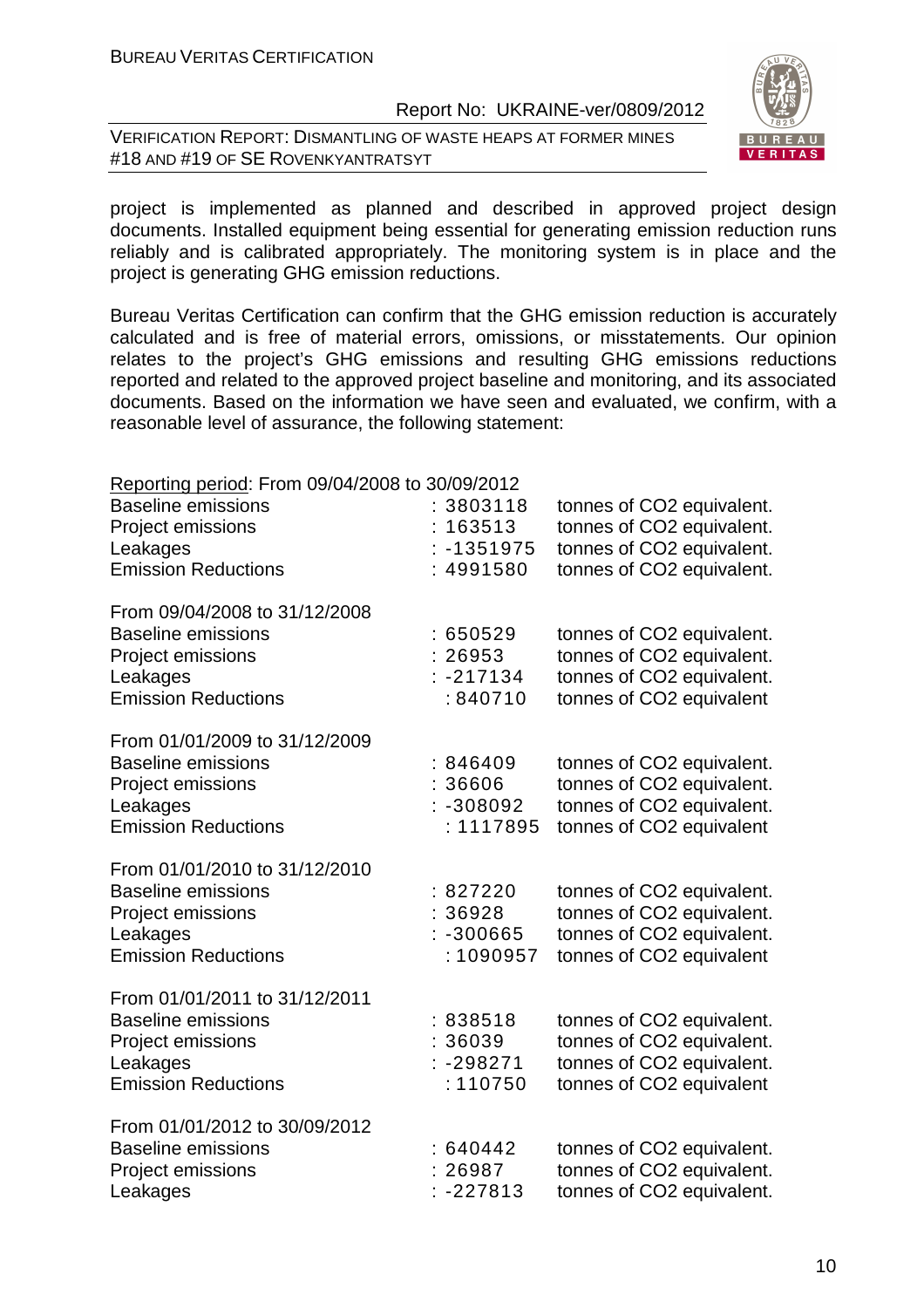project is implemented as planned and described in approved project design documents. Installed equipment being essential for generating emission reduction runs reliably and is calibrated appropriately. The monitoring system is in place and the project is generating GHG emission reductions.

Bureau Veritas Certification can confirm that the GHG emission reduction is accurately calculated and is free of material errors, omissions, or misstatements. Our opinion relates to the project's GHG emissions and resulting GHG emissions reductions reported and related to the approved project baseline and monitoring, and its associated documents. Based on the information we have seen and evaluated, we confirm, with a reasonable level of assurance, the following statement:

<u>Reporting period</u>: From 09/04/2008 to 30/09/2012

| | | |
|---|---|---|
| Baseline emissions | : 3803118 | tonnes of CO2 equivalent. |
| Project emissions | : 163513 | tonnes of CO2 equivalent. |
| Leakages | : -1351975 | tonnes of CO2 equivalent. |
| Emission Reductions | : 4991580 | tonnes of CO2 equivalent. |

From 09/04/2008 to 31/12/2008

| | | |
|---|---|---|
| Baseline emissions | : 650529 | tonnes of CO2 equivalent. |
| Project emissions | : 26953 | tonnes of CO2 equivalent. |
| Leakages | : -217134 | tonnes of CO2 equivalent. |
| Emission Reductions | : 840710 | tonnes of CO2 equivalent |

From 01/01/2009 to 31/12/2009

| | | |
|---|---|---|
| Baseline emissions | : 846409 | tonnes of CO2 equivalent. |
| Project emissions | : 36606 | tonnes of CO2 equivalent. |
| Leakages | : -308092 | tonnes of CO2 equivalent. |
| Emission Reductions | : 1117895 | tonnes of CO2 equivalent |

From 01/01/2010 to 31/12/2010

| | | |
|---|---|---|
| Baseline emissions | : 827220 | tonnes of CO2 equivalent. |
| Project emissions | : 36928 | tonnes of CO2 equivalent. |
| Leakages | : -300665 | tonnes of CO2 equivalent. |
| Emission Reductions | : 1090957 | tonnes of CO2 equivalent |

From 01/01/2011 to 31/12/2011

| | | |
|---|---|---|
| Baseline emissions | : 838518 | tonnes of CO2 equivalent. |
| Project emissions | : 36039 | tonnes of CO2 equivalent. |
| Leakages | : -298271 | tonnes of CO2 equivalent. |
| Emission Reductions | : 110750 | tonnes of CO2 equivalent |

From 01/01/2012 to 30/09/2012

| | | |
|---|---|---|
| Baseline emissions | : 640442 | tonnes of CO2 equivalent. |
| Project emissions | : 26987 | tonnes of CO2 equivalent. |
| Leakages | : -227813 | tonnes of CO2 equivalent. |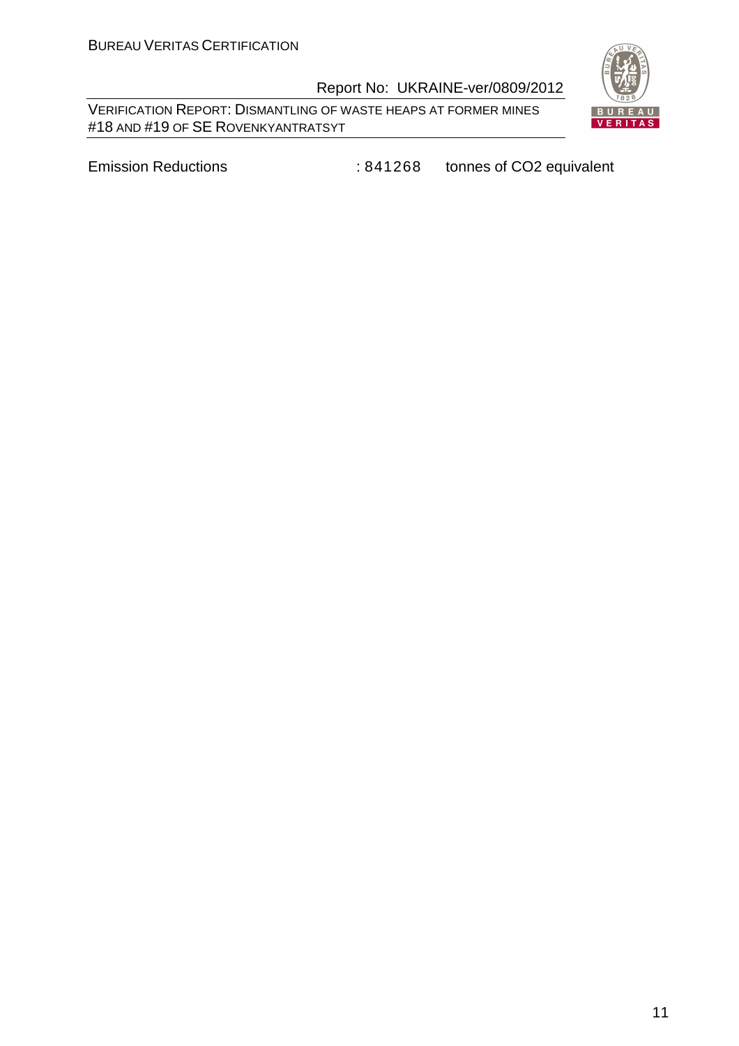Emission Reductions : 841268 tonnes of $CO_2$ equivalent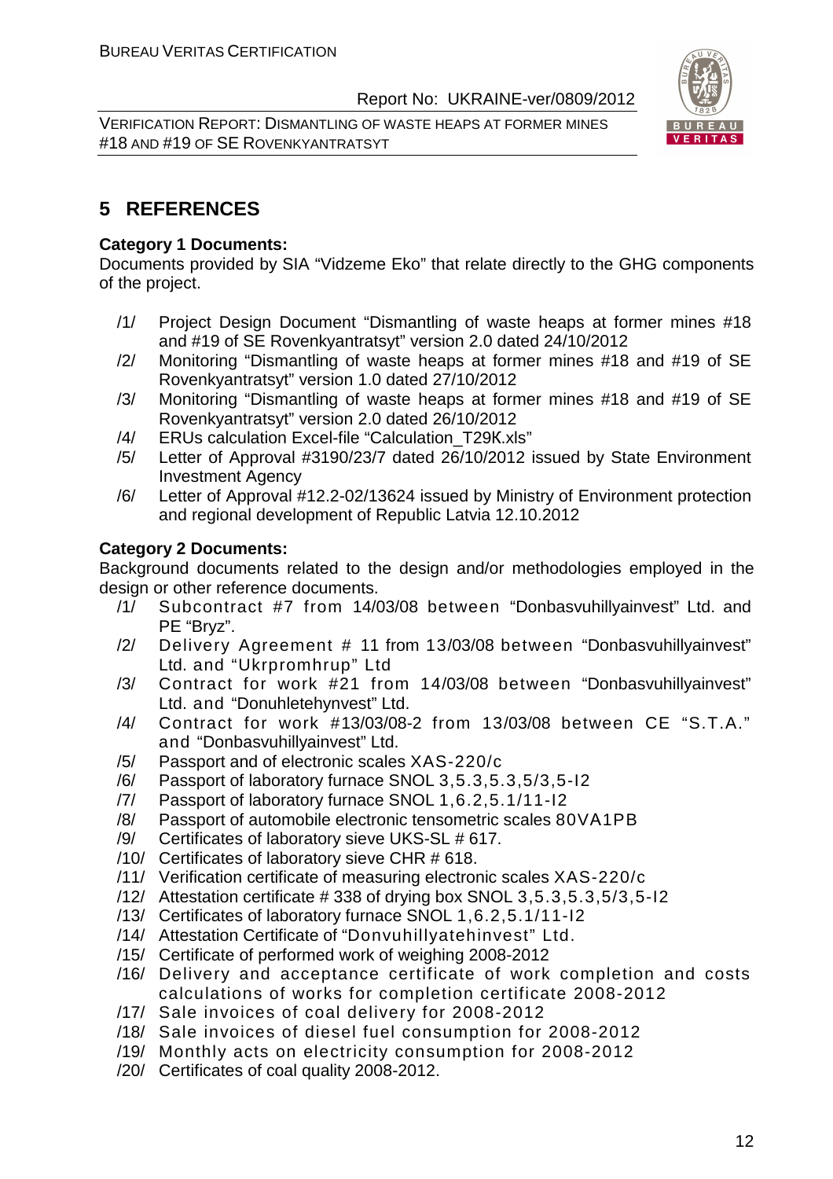# 5 REFERENCES

**Category 1 Documents:**

Documents provided by SIA "Vidzeme Eko" that relate directly to the GHG components of the project.

/1/ Project Design Document "Dismantling of waste heaps at former mines #18 and #19 of SE Rovenkyantratsyt" version 2.0 dated 24/10/2012

/2/ Monitoring "Dismantling of waste heaps at former mines #18 and #19 of SE Rovenkyantratsyt" version 1.0 dated 27/10/2012

/3/ Monitoring "Dismantling of waste heaps at former mines #18 and #19 of SE Rovenkyantratsyt" version 2.0 dated 26/10/2012

/4/ ERUs calculation Excel-file "Calculation_T29K.xls"

/5/ Letter of Approval #3190/23/7 dated 26/10/2012 issued by State Environment Investment Agency

/6/ Letter of Approval #12.2-02/13624 issued by Ministry of Environment protection and regional development of Republic Latvia 12.10.2012

**Category 2 Documents:**

Background documents related to the design and/or methodologies employed in the design or other reference documents.

/1/ Subcontract #7 from 14/03/08 between "Donbasvuhillyainvest" Ltd. and PE "Bryz".

/2/ Delivery Agreement # 11 from 13/03/08 between "Donbasvuhillyainvest" Ltd. and "Ukrpromhrup" Ltd

/3/ Contract for work #21 from 14/03/08 between "Donbasvuhillyainvest" Ltd. and "Donuhletehynvest" Ltd.

/4/ Contract for work #13/03/08-2 from 13/03/08 between CE "S.T.A." and "Donbasvuhillyainvest" Ltd.

/5/ Passport and of electronic scales XAS-220/c

/6/ Passport of laboratory furnace SNOL 3,5.3,5.3,5/3,5-I2

/7/ Passport of laboratory furnace SNOL 1,6.2,5.1/11-I2

/8/ Passport of automobile electronic tensometric scales 80VA1PB

/9/ Certificates of laboratory sieve UKS-SL # 617.

/10/ Certificates of laboratory sieve CHR # 618.

/11/ Verification certificate of measuring electronic scales XAS-220/c

/12/ Attestation certificate # 338 of drying box SNOL 3,5.3,5.3,5/3,5-I2

/13/ Certificates of laboratory furnace SNOL 1,6.2,5.1/11-I2

/14/ Attestation Certificate of "Donvuhillyatehinvest" Ltd.

/15/ Certificate of performed work of weighing 2008-2012

/16/ Delivery and acceptance certificate of work completion and costs calculations of works for completion certificate 2008-2012

/17/ Sale invoices of coal delivery for 2008-2012

/18/ Sale invoices of diesel fuel consumption for 2008-2012

/19/ Monthly acts on electricity consumption for 2008-2012

/20/ Certificates of coal quality 2008-2012.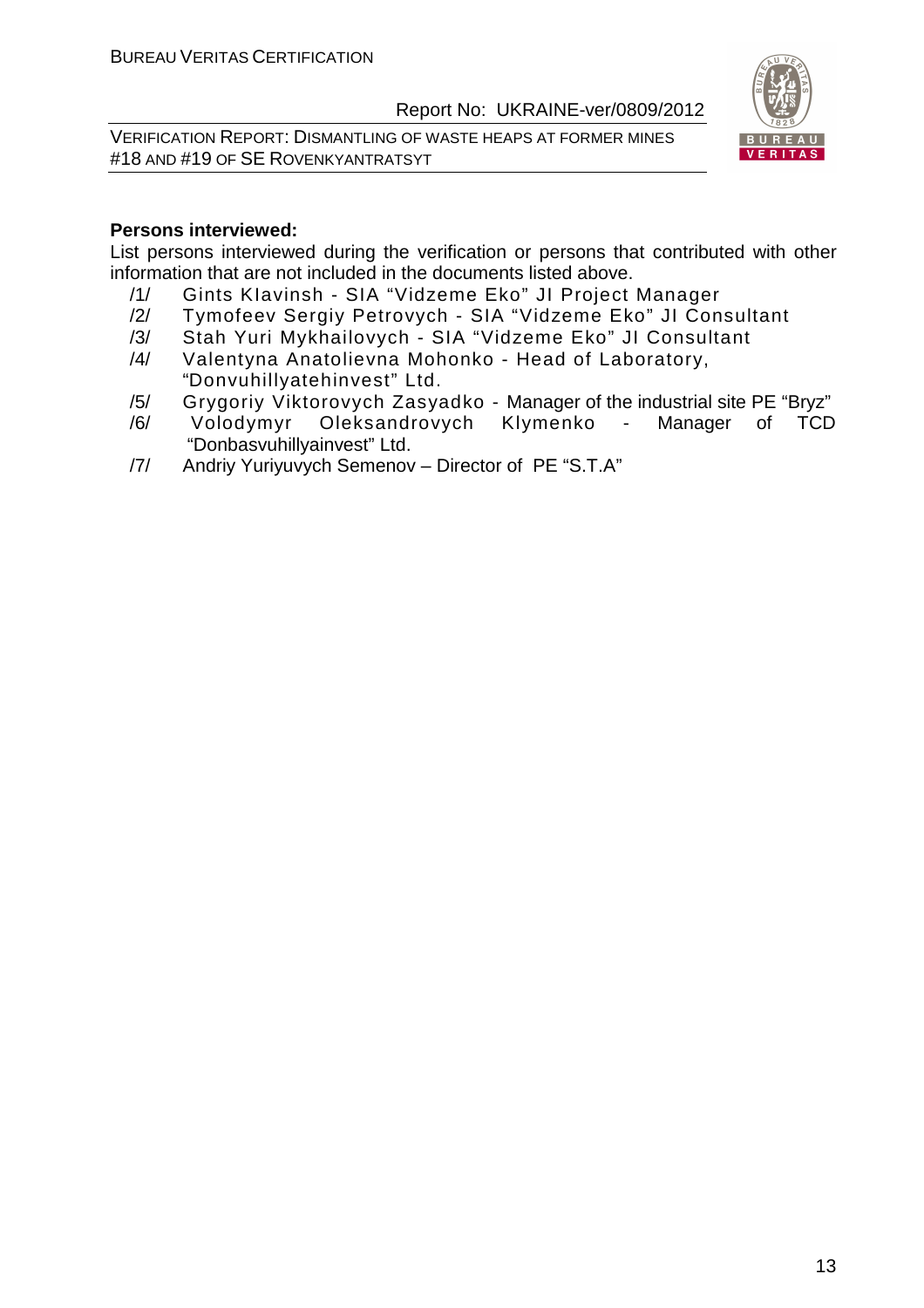**Persons interviewed:**

List persons interviewed during the verification or persons that contributed with other information that are not included in the documents listed above.

/1/ Gints Klavinsh - SIA "Vidzeme Eko" JI Project Manager

/2/ Tymofeev Sergiy Petrovych - SIA "Vidzeme Eko" JI Consultant

/3/ Stah Yuri Mykhailovych - SIA "Vidzeme Eko" JI Consultant

/4/ Valentyna Anatolievna Mohonko - Head of Laboratory, "Donvuhillyatehinvest" Ltd.

/5/ Grygoriy Viktorovych Zasyadko - Manager of the industrial site PE "Bryz"

/6/ Volodymyr Oleksandrovych Klymenko - Manager of TCD "Donbasvuhillyainvest" Ltd.

/7/ Andriy Yuriyuvych Semenov – Director of PE "S.T.A"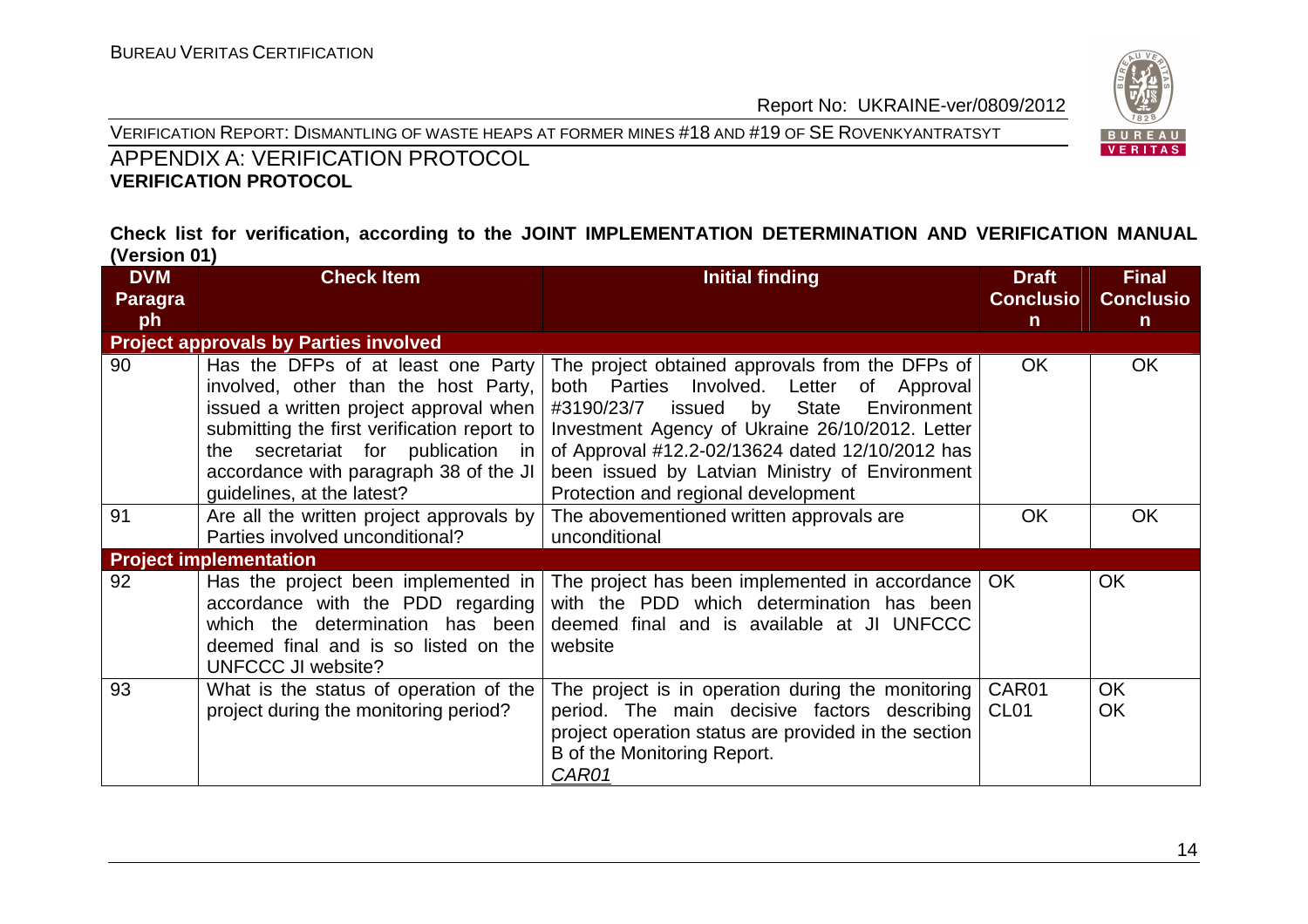## APPENDIX A: VERIFICATION PROTOCOL

**VERIFICATION PROTOCOL**

**Check list for verification, according to the JOINT IMPLEMENTATION DETERMINATION AND VERIFICATION MANUAL (Version 01)**

| DVM Paragraph | Check Item | Initial finding | Draft Conclusion | Final Conclusion |
|---|---|---|---|---|
| **Project approvals by Parties involved** | | | | |
| 90 | Has the DFPs of at least one Party involved, other than the host Party, issued a written project approval when submitting the first verification report to the secretariat for publication in accordance with paragraph 38 of the JI guidelines, at the latest? | The project obtained approvals from the DFPs of both Parties Involved. Letter of Approval #3190/23/7 issued by State Environment Investment Agency of Ukraine 26/10/2012. Letter of Approval #12.2-02/13624 dated 12/10/2012 has been issued by Latvian Ministry of Environment Protection and regional development | OK | OK |
| 91 | Are all the written project approvals by Parties involved unconditional? | The abovementioned written approvals are unconditional | OK | OK |
| **Project implementation** | | | | |
| 92 | Has the project been implemented in accordance with the PDD regarding which the determination has been deemed final and is so listed on the UNFCCC JI website? | The project has been implemented in accordance with the PDD which determination has been deemed final and is available at JI UNFCCC website | OK | OK |
| 93 | What is the status of operation of the project during the monitoring period? | The project is in operation during the monitoring period. The main decisive factors describing project operation status are provided in the section B of the Monitoring Report.<br>_CAR01_ | CAR01<br>CL01 | OK<br>OK |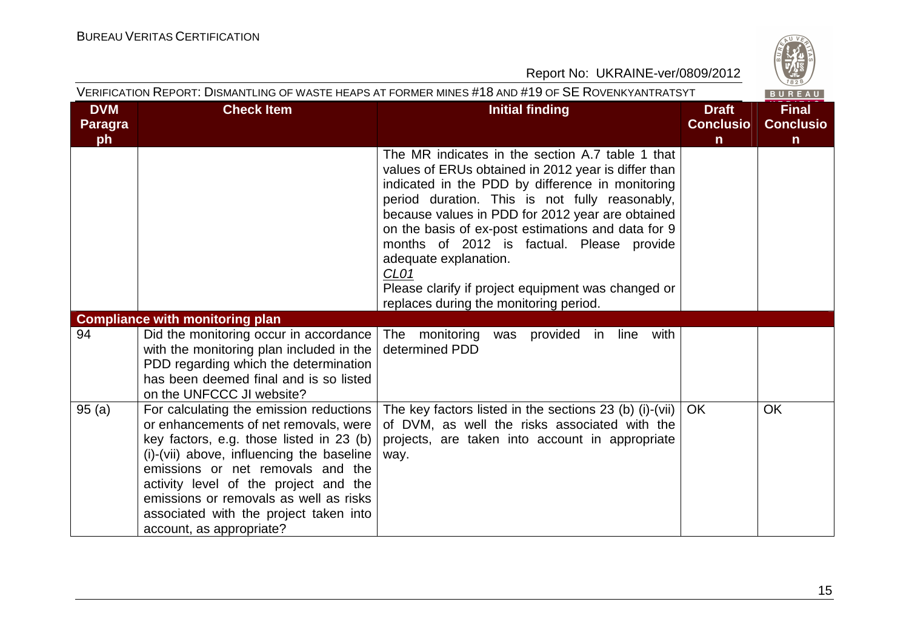VERIFICATION REPORT: DISMANTLING OF WASTE HEAPS AT FORMER MINES #18 AND #19 OF SE ROVENKYANTRATSYT

| DVM Paragraph | Check Item | Initial finding | Draft Conclusion | Final Conclusion |
|---|---|---|---|---|
| | | The MR indicates in the section A.7 table 1 that values of ERUs obtained in 2012 year is differ than indicated in the PDD by difference in monitoring period duration. This is not fully reasonably, because values in PDD for 2012 year are obtained on the basis of ex-post estimations and data for 9 months of 2012 is factual. Please provide adequate explanation.<br>CL01<br>Please clarify if project equipment was changed or replaces during the monitoring period. | | |
| **Compliance with monitoring plan** | | | | |
| 94 | Did the monitoring occur in accordance with the monitoring plan included in the PDD regarding which the determination has been deemed final and is so listed on the UNFCCC JI website? | The monitoring was provided in line with determined PDD | | |
| 95 (a) | For calculating the emission reductions or enhancements of net removals, were key factors, e.g. those listed in 23 (b) (i)-(vii) above, influencing the baseline emissions or net removals and the activity level of the project and the emissions or removals as well as risks associated with the project taken into account, as appropriate? | The key factors listed in the sections 23 (b) (i)-(vii) of DVM, as well the risks associated with the projects, are taken into account in appropriate way. | OK | OK |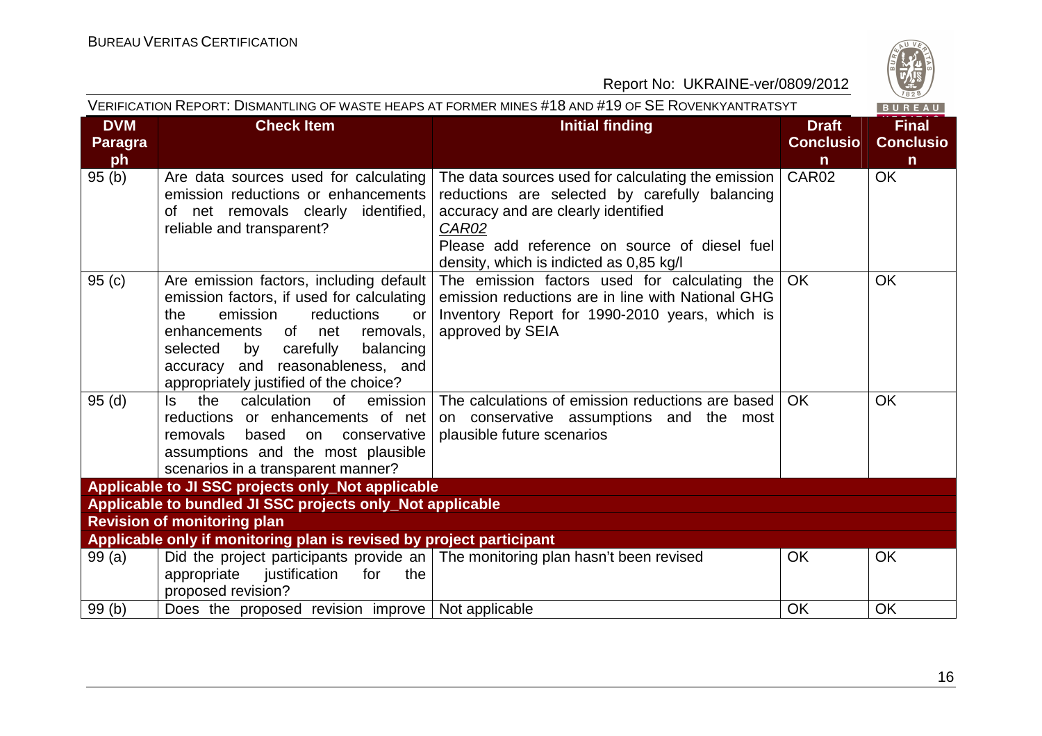| DVM Paragraph | Check Item | Initial finding | Draft Conclusion | Final Conclusion |
| --- | --- | --- | --- | --- |
| 95 (b) | Are data sources used for calculating emission reductions or enhancements of net removals clearly identified, reliable and transparent? | The data sources used for calculating the emission reductions are selected by carefully balancing accuracy and are clearly identified<br>*CAR02*<br>Please add reference on source of diesel fuel density, which is indicted as 0,85 kg/l | CAR02 | OK |
| 95 (c) | Are emission factors, including default emission factors, if used for calculating the emission reductions or enhancements of net removals, selected by carefully balancing accuracy and reasonableness, and appropriately justified of the choice? | The emission factors used for calculating the emission reductions are in line with National GHG Inventory Report for 1990-2010 years, which is approved by SEIA | OK | OK |
| 95 (d) | Is the calculation of emission reductions or enhancements of net removals based on conservative assumptions and the most plausible scenarios in a transparent manner? | The calculations of emission reductions are based on conservative assumptions and the most plausible future scenarios | OK | OK |
| **Applicable to JI SSC projects only_Not applicable** | | | | |
| **Applicable to bundled JI SSC projects only_Not applicable** | | | | |
| **Revision of monitoring plan** | | | | |
| **Applicable only if monitoring plan is revised by project participant** | | | | |
| 99 (a) | Did the project participants provide an appropriate justification for the proposed revision? | The monitoring plan hasn't been revised | OK | OK |
| 99 (b) | Does the proposed revision improve | Not applicable | OK | OK |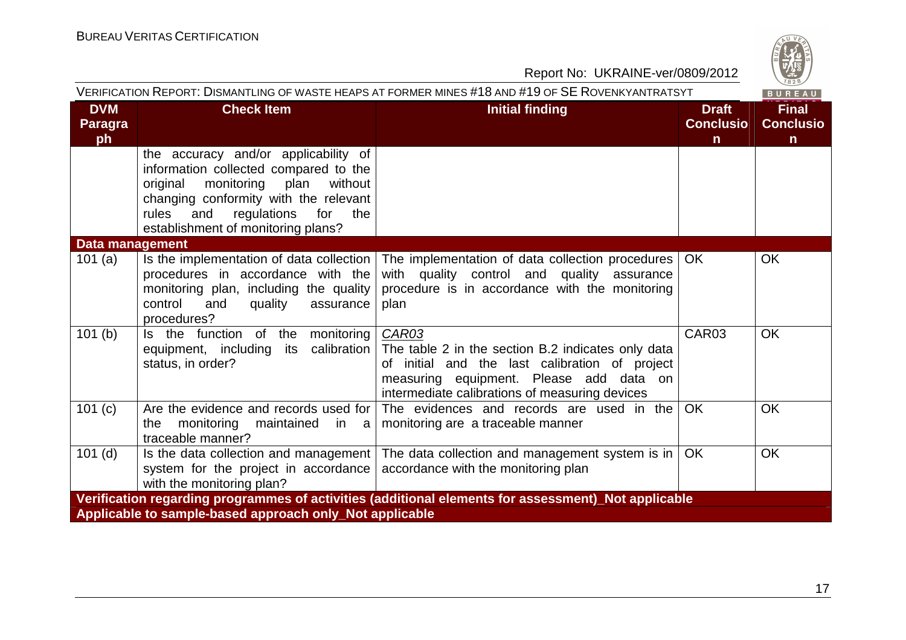| DVM Paragraph | Check Item | Initial finding | Draft Conclusion | Final Conclusion |
|---|---|---|---|---|
| | the accuracy and/or applicability of information collected compared to the original monitoring plan without changing conformity with the relevant rules and regulations for the establishment of monitoring plans? | | | |
| **Data management** | | | | |
| 101 (a) | Is the implementation of data collection procedures in accordance with the monitoring plan, including the quality control and quality assurance procedures? | The implementation of data collection procedures with quality control and quality assurance procedure is in accordance with the monitoring plan | OK | OK |
| 101 (b) | Is the function of the monitoring equipment, including its calibration status, in order? | *CAR03* The table 2 in the section B.2 indicates only data of initial and the last calibration of project measuring equipment. Please add data on intermediate calibrations of measuring devices | CAR03 | OK |
| 101 (c) | Are the evidence and records used for the monitoring maintained in a traceable manner? | The evidences and records are used in the monitoring are a traceable manner | OK | OK |
| 101 (d) | Is the data collection and management system for the project in accordance with the monitoring plan? | The data collection and management system is in accordance with the monitoring plan | OK | OK |
| **Verification regarding programmes of activities (additional elements for assessment)_Not applicable** | | | | |
| **Applicable to sample-based approach only_Not applicable** | | | | |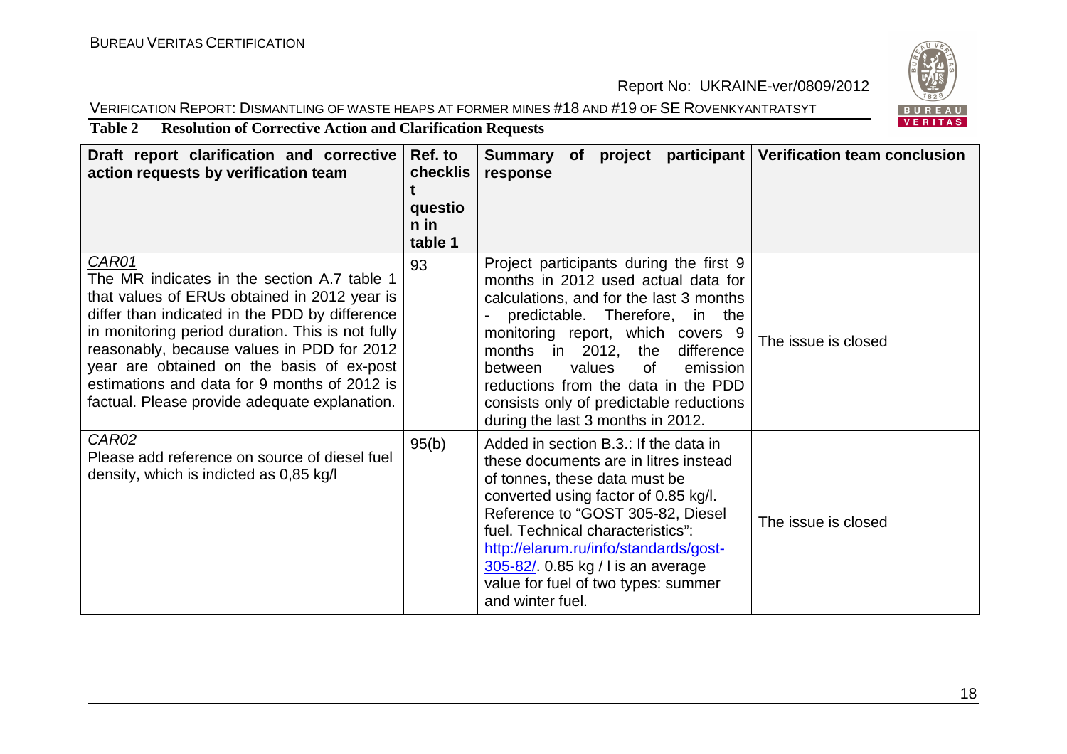**Table 2 Resolution of Corrective Action and Clarification Requests**

| Draft report clarification and corrective action requests by verification team | Ref. to checklist question in table 1 | Summary of project participant response | Verification team conclusion |
|---|---|---|---|
| *CAR01* The MR indicates in the section A.7 table 1 that values of ERUs obtained in 2012 year is differ than indicated in the PDD by difference in monitoring period duration. This is not fully reasonably, because values in PDD for 2012 year are obtained on the basis of ex-post estimations and data for 9 months of 2012 is factual. Please provide adequate explanation. | 93 | Project participants during the first 9 months in 2012 used actual data for calculations, and for the last 3 months - predictable. Therefore, in the monitoring report, which covers 9 months in 2012, the difference between values of emission reductions from the data in the PDD consists only of predictable reductions during the last 3 months in 2012. | The issue is closed |
| *CAR02* Please add reference on source of diesel fuel density, which is indicted as 0,85 kg/l | 95(b) | Added in section B.3.: If the data in these documents are in litres instead of tonnes, these data must be converted using factor of 0.85 kg/l. Reference to "GOST 305-82, Diesel fuel. Technical characteristics": http://elarum.ru/info/standards/gost-305-82/. 0.85 kg / l is an average value for fuel of two types: summer and winter fuel. | The issue is closed |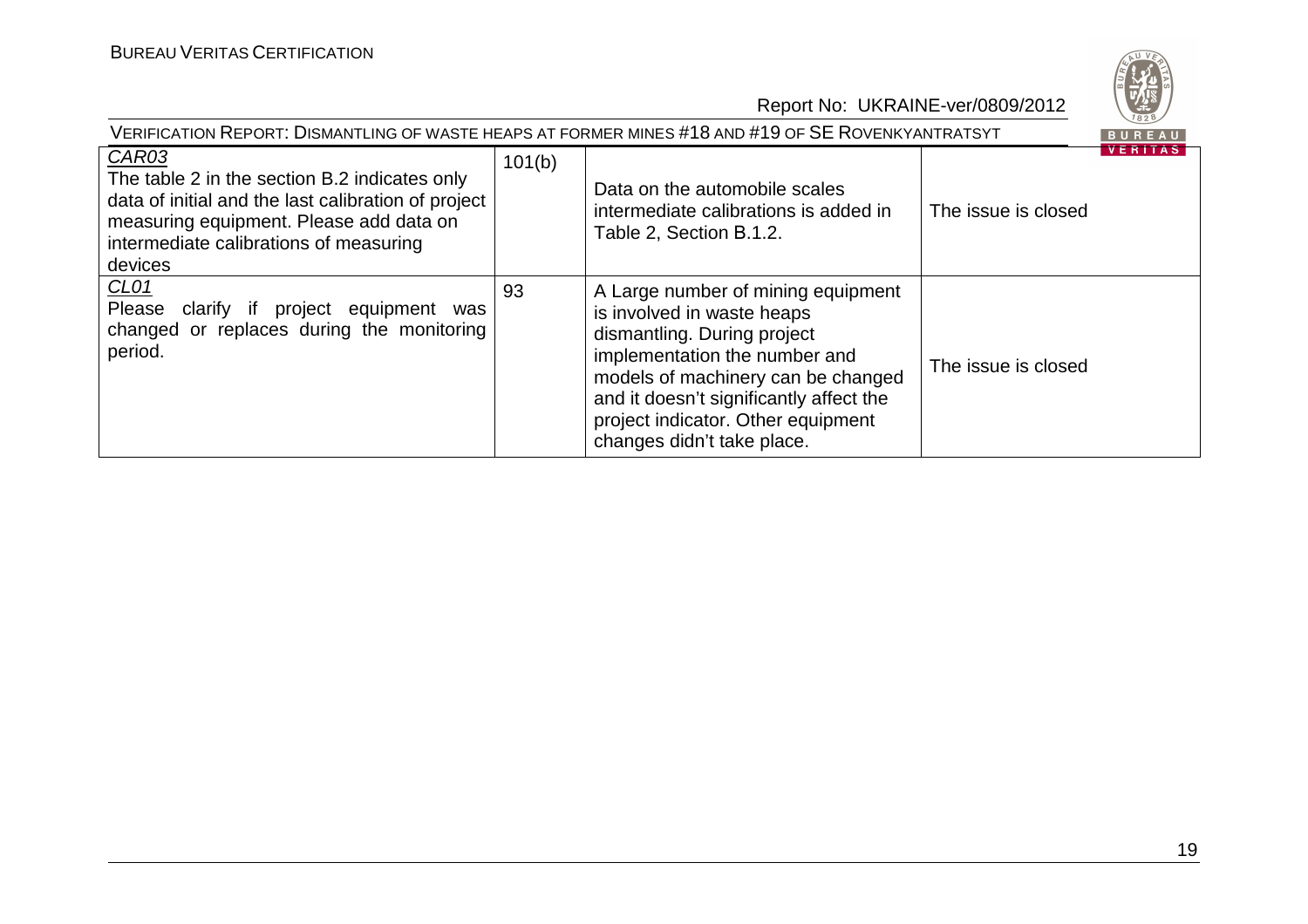| | | | |
|---|---|---|---|
| *CAR03* The table 2 in the section B.2 indicates only data of initial and the last calibration of project measuring equipment. Please add data on intermediate calibrations of measuring devices | 101(b) | Data on the automobile scales intermediate calibrations is added in Table 2, Section B.1.2. | The issue is closed |
| *CL01* Please clarify if project equipment was changed or replaces during the monitoring period. | 93 | A Large number of mining equipment is involved in waste heaps dismantling. During project implementation the number and models of machinery can be changed and it doesn't significantly affect the project indicator. Other equipment changes didn't take place. | The issue is closed |